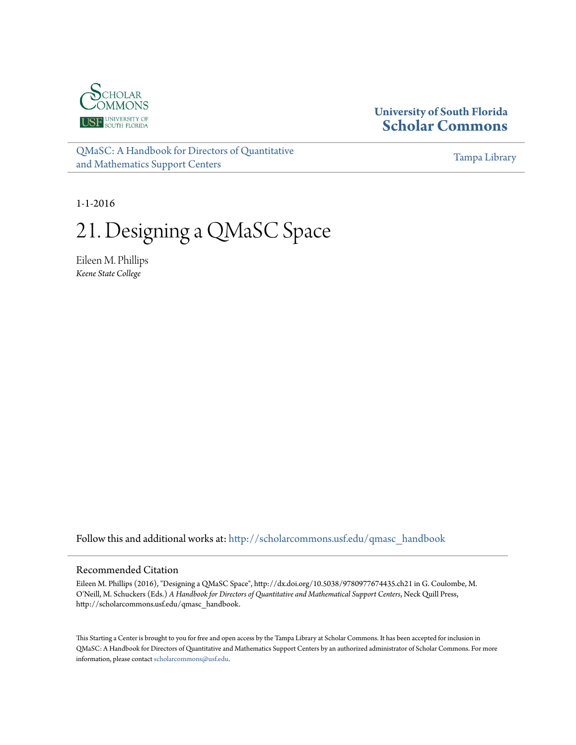University of South Florida
**Scholar Commons**

QMaSC: A Handbook for Directors of Quantitative and Mathematics Support Centers

Tampa Library

1-1-2016

# 21. Designing a QMaSC Space

Eileen M. Phillips
*Keene State College*

Follow this and additional works at: http://scholarcommons.usf.edu/qmasc_handbook

## Recommended Citation

Eileen M. Phillips (2016), "Designing a QMaSC Space", http://dx.doi.org/10.5038/9780977674435.ch21 in G. Coulombe, M. O'Neill, M. Schuckers (Eds.) *A Handbook for Directors of Quantitative and Mathematical Support Centers*, Neck Quill Press, http://scholarcommons.usf.edu/qmasc_handbook.

This Starting a Center is brought to you for free and open access by the Tampa Library at Scholar Commons. It has been accepted for inclusion in QMaSC: A Handbook for Directors of Quantitative and Mathematics Support Centers by an authorized administrator of Scholar Commons. For more information, please contact scholarcommons@usf.edu.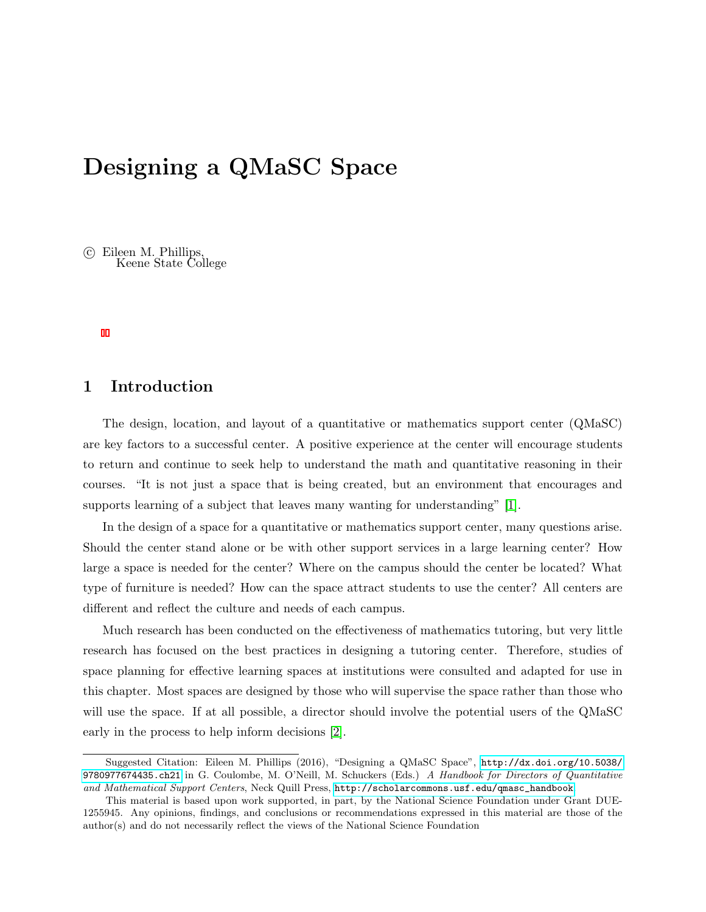# Designing a QMaSC Space

© Eileen M. Phillips,
Keene State College

## 1 Introduction

The design, location, and layout of a quantitative or mathematics support center (QMaSC) are key factors to a successful center. A positive experience at the center will encourage students to return and continue to seek help to understand the math and quantitative reasoning in their courses. "It is not just a space that is being created, but an environment that encourages and supports learning of a subject that leaves many wanting for understanding" [1].

In the design of a space for a quantitative or mathematics support center, many questions arise. Should the center stand alone or be with other support services in a large learning center? How large a space is needed for the center? Where on the campus should the center be located? What type of furniture is needed? How can the space attract students to use the center? All centers are different and reflect the culture and needs of each campus.

Much research has been conducted on the effectiveness of mathematics tutoring, but very little research has focused on the best practices in designing a tutoring center. Therefore, studies of space planning for effective learning spaces at institutions were consulted and adapted for use in this chapter. Most spaces are designed by those who will supervise the space rather than those who will use the space. If at all possible, a director should involve the potential users of the QMaSC early in the process to help inform decisions [2].

---

Suggested Citation: Eileen M. Phillips (2016), "Designing a QMaSC Space", http://dx.doi.org/10.5038/9780977674435.ch21 in G. Coulombe, M. O'Neill, M. Schuckers (Eds.) *A Handbook for Directors of Quantitative and Mathematical Support Centers*, Neck Quill Press, http://scholarcommons.usf.edu/qmasc_handbook

This material is based upon work supported, in part, by the National Science Foundation under Grant DUE-1255945. Any opinions, findings, and conclusions or recommendations expressed in this material are those of the author(s) and do not necessarily reflect the views of the National Science Foundation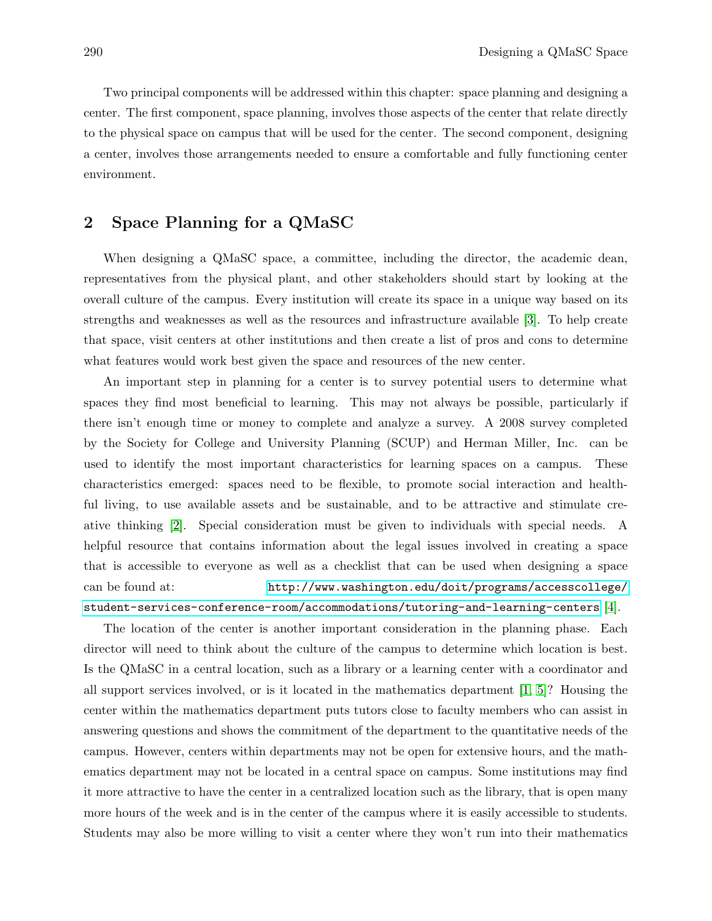Two principal components will be addressed within this chapter: space planning and designing a center. The first component, space planning, involves those aspects of the center that relate directly to the physical space on campus that will be used for the center. The second component, designing a center, involves those arrangements needed to ensure a comfortable and fully functioning center environment.

## 2 Space Planning for a QMaSC

When designing a QMaSC space, a committee, including the director, the academic dean, representatives from the physical plant, and other stakeholders should start by looking at the overall culture of the campus. Every institution will create its space in a unique way based on its strengths and weaknesses as well as the resources and infrastructure available [3]. To help create that space, visit centers at other institutions and then create a list of pros and cons to determine what features would work best given the space and resources of the new center.

An important step in planning for a center is to survey potential users to determine what spaces they find most beneficial to learning. This may not always be possible, particularly if there isn't enough time or money to complete and analyze a survey. A 2008 survey completed by the Society for College and University Planning (SCUP) and Herman Miller, Inc. can be used to identify the most important characteristics for learning spaces on a campus. These characteristics emerged: spaces need to be flexible, to promote social interaction and healthful living, to use available assets and be sustainable, and to be attractive and stimulate creative thinking [2]. Special consideration must be given to individuals with special needs. A helpful resource that contains information about the legal issues involved in creating a space that is accessible to everyone as well as a checklist that can be used when designing a space can be found at: http://www.washington.edu/doit/programs/accesscollege/student-services-conference-room/accommodations/tutoring-and-learning-centers [4].

The location of the center is another important consideration in the planning phase. Each director will need to think about the culture of the campus to determine which location is best. Is the QMaSC in a central location, such as a library or a learning center with a coordinator and all support services involved, or is it located in the mathematics department [1, 5]? Housing the center within the mathematics department puts tutors close to faculty members who can assist in answering questions and shows the commitment of the department to the quantitative needs of the campus. However, centers within departments may not be open for extensive hours, and the mathematics department may not be located in a central space on campus. Some institutions may find it more attractive to have the center in a centralized location such as the library, that is open many more hours of the week and is in the center of the campus where it is easily accessible to students. Students may also be more willing to visit a center where they won't run into their mathematics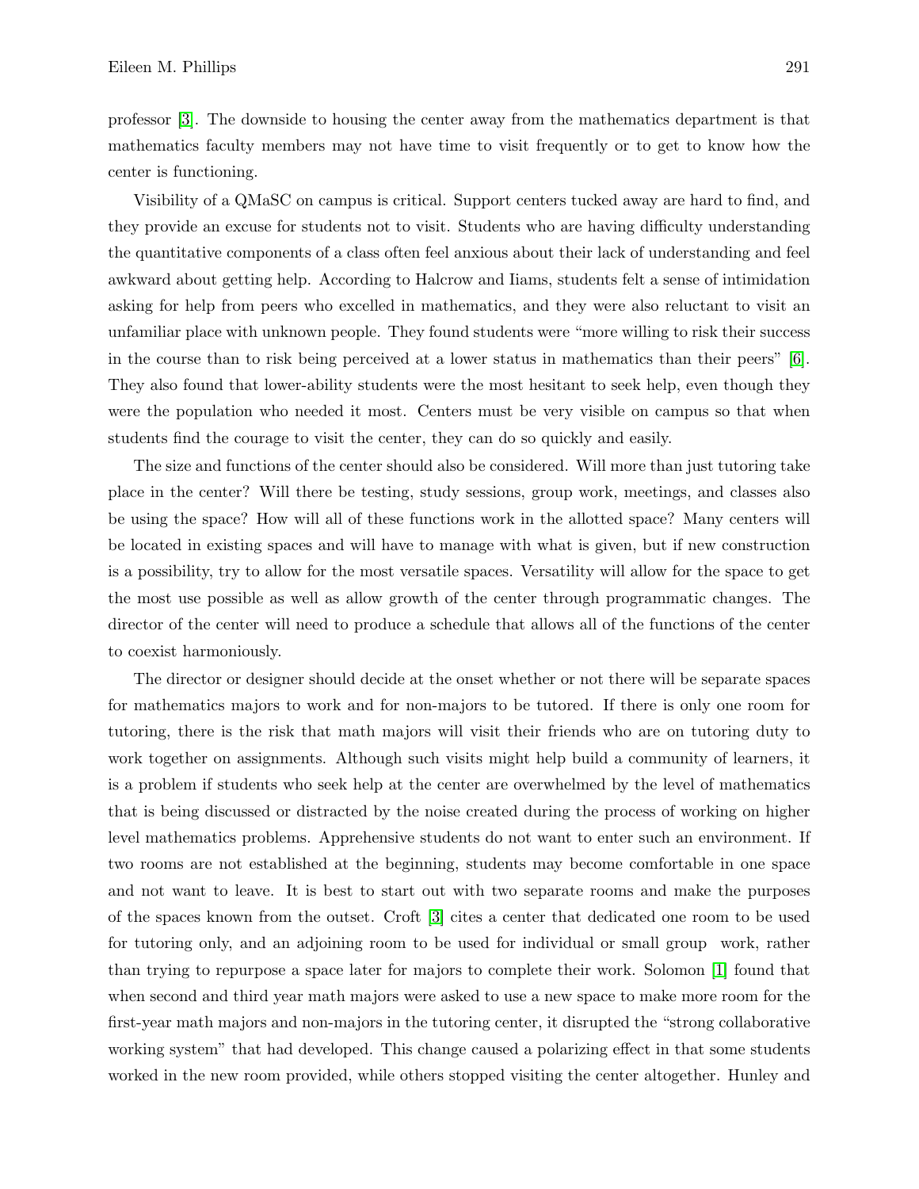professor [3]. The downside to housing the center away from the mathematics department is that mathematics faculty members may not have time to visit frequently or to get to know how the center is functioning.

Visibility of a QMaSC on campus is critical. Support centers tucked away are hard to find, and they provide an excuse for students not to visit. Students who are having difficulty understanding the quantitative components of a class often feel anxious about their lack of understanding and feel awkward about getting help. According to Halcrow and Iiams, students felt a sense of intimidation asking for help from peers who excelled in mathematics, and they were also reluctant to visit an unfamiliar place with unknown people. They found students were "more willing to risk their success in the course than to risk being perceived at a lower status in mathematics than their peers" [6]. They also found that lower-ability students were the most hesitant to seek help, even though they were the population who needed it most. Centers must be very visible on campus so that when students find the courage to visit the center, they can do so quickly and easily.

The size and functions of the center should also be considered. Will more than just tutoring take place in the center? Will there be testing, study sessions, group work, meetings, and classes also be using the space? How will all of these functions work in the allotted space? Many centers will be located in existing spaces and will have to manage with what is given, but if new construction is a possibility, try to allow for the most versatile spaces. Versatility will allow for the space to get the most use possible as well as allow growth of the center through programmatic changes. The director of the center will need to produce a schedule that allows all of the functions of the center to coexist harmoniously.

The director or designer should decide at the onset whether or not there will be separate spaces for mathematics majors to work and for non-majors to be tutored. If there is only one room for tutoring, there is the risk that math majors will visit their friends who are on tutoring duty to work together on assignments. Although such visits might help build a community of learners, it is a problem if students who seek help at the center are overwhelmed by the level of mathematics that is being discussed or distracted by the noise created during the process of working on higher level mathematics problems. Apprehensive students do not want to enter such an environment. If two rooms are not established at the beginning, students may become comfortable in one space and not want to leave. It is best to start out with two separate rooms and make the purposes of the spaces known from the outset. Croft [3] cites a center that dedicated one room to be used for tutoring only, and an adjoining room to be used for individual or small group work, rather than trying to repurpose a space later for majors to complete their work. Solomon [1] found that when second and third year math majors were asked to use a new space to make more room for the first-year math majors and non-majors in the tutoring center, it disrupted the "strong collaborative working system" that had developed. This change caused a polarizing effect in that some students worked in the new room provided, while others stopped visiting the center altogether. Hunley and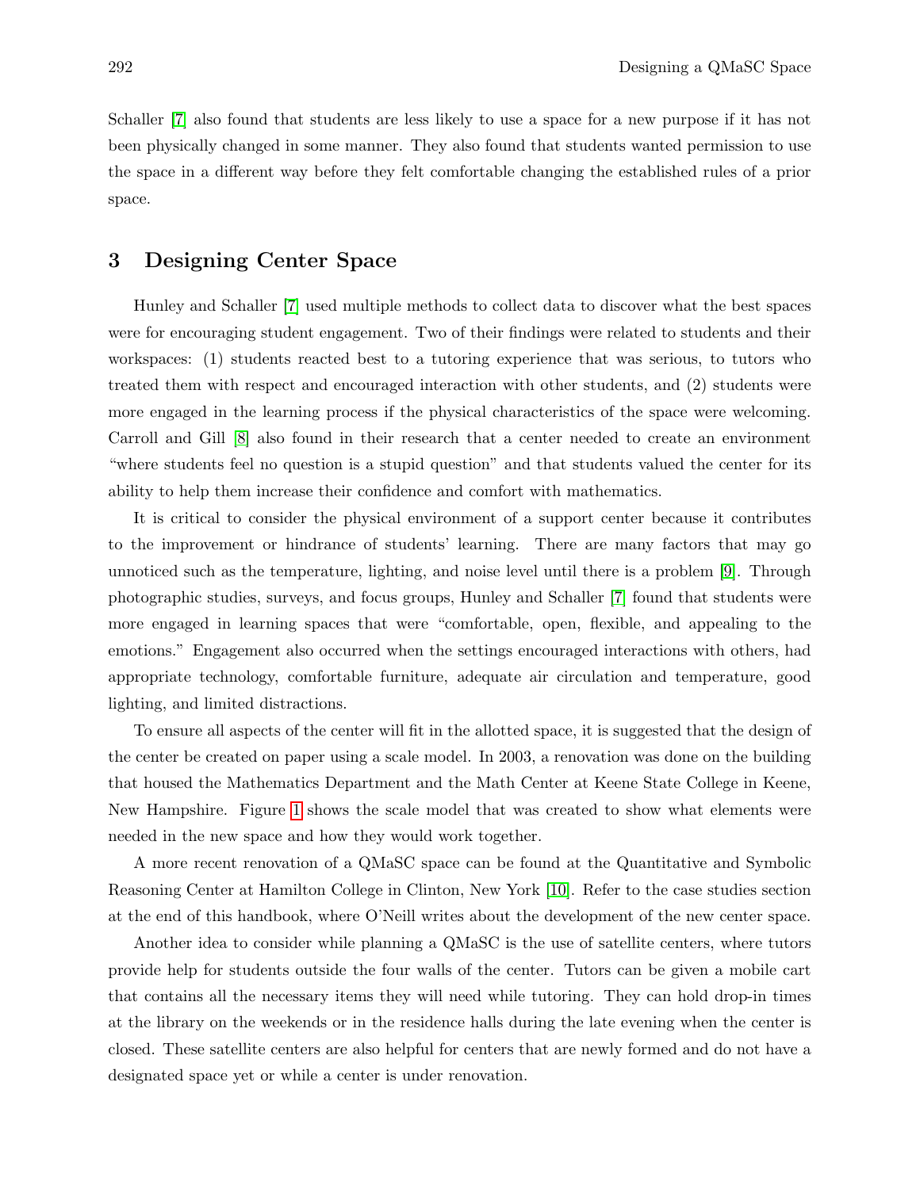Schaller [7] also found that students are less likely to use a space for a new purpose if it has not been physically changed in some manner. They also found that students wanted permission to use the space in a different way before they felt comfortable changing the established rules of a prior space.

## 3 Designing Center Space

Hunley and Schaller [7] used multiple methods to collect data to discover what the best spaces were for encouraging student engagement. Two of their findings were related to students and their workspaces: (1) students reacted best to a tutoring experience that was serious, to tutors who treated them with respect and encouraged interaction with other students, and (2) students were more engaged in the learning process if the physical characteristics of the space were welcoming. Carroll and Gill [8] also found in their research that a center needed to create an environment "where students feel no question is a stupid question" and that students valued the center for its ability to help them increase their confidence and comfort with mathematics.

It is critical to consider the physical environment of a support center because it contributes to the improvement or hindrance of students' learning. There are many factors that may go unnoticed such as the temperature, lighting, and noise level until there is a problem [9]. Through photographic studies, surveys, and focus groups, Hunley and Schaller [7] found that students were more engaged in learning spaces that were "comfortable, open, flexible, and appealing to the emotions." Engagement also occurred when the settings encouraged interactions with others, had appropriate technology, comfortable furniture, adequate air circulation and temperature, good lighting, and limited distractions.

To ensure all aspects of the center will fit in the allotted space, it is suggested that the design of the center be created on paper using a scale model. In 2003, a renovation was done on the building that housed the Mathematics Department and the Math Center at Keene State College in Keene, New Hampshire. Figure 1 shows the scale model that was created to show what elements were needed in the new space and how they would work together.

A more recent renovation of a QMaSC space can be found at the Quantitative and Symbolic Reasoning Center at Hamilton College in Clinton, New York [10]. Refer to the case studies section at the end of this handbook, where O'Neill writes about the development of the new center space.

Another idea to consider while planning a QMaSC is the use of satellite centers, where tutors provide help for students outside the four walls of the center. Tutors can be given a mobile cart that contains all the necessary items they will need while tutoring. They can hold drop-in times at the library on the weekends or in the residence halls during the late evening when the center is closed. These satellite centers are also helpful for centers that are newly formed and do not have a designated space yet or while a center is under renovation.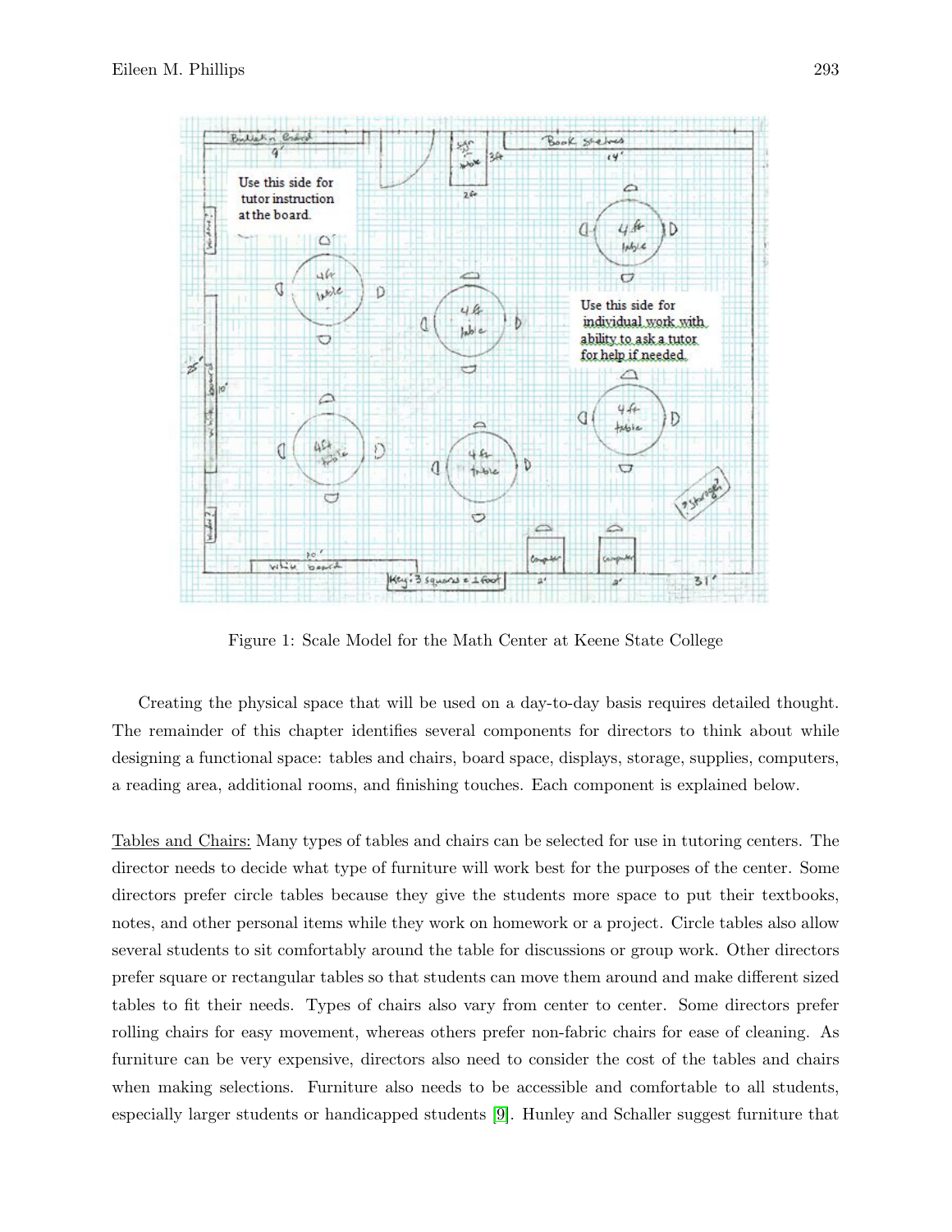Figure 1: Scale Model for the Math Center at Keene State College

Creating the physical space that will be used on a day-to-day basis requires detailed thought. The remainder of this chapter identifies several components for directors to think about while designing a functional space: tables and chairs, board space, displays, storage, supplies, computers, a reading area, additional rooms, and finishing touches. Each component is explained below.

Tables and Chairs: Many types of tables and chairs can be selected for use in tutoring centers. The director needs to decide what type of furniture will work best for the purposes of the center. Some directors prefer circle tables because they give the students more space to put their textbooks, notes, and other personal items while they work on homework or a project. Circle tables also allow several students to sit comfortably around the table for discussions or group work. Other directors prefer square or rectangular tables so that students can move them around and make different sized tables to fit their needs. Types of chairs also vary from center to center. Some directors prefer rolling chairs for easy movement, whereas others prefer non-fabric chairs for ease of cleaning. As furniture can be very expensive, directors also need to consider the cost of the tables and chairs when making selections. Furniture also needs to be accessible and comfortable to all students, especially larger students or handicapped students [9]. Hunley and Schaller suggest furniture that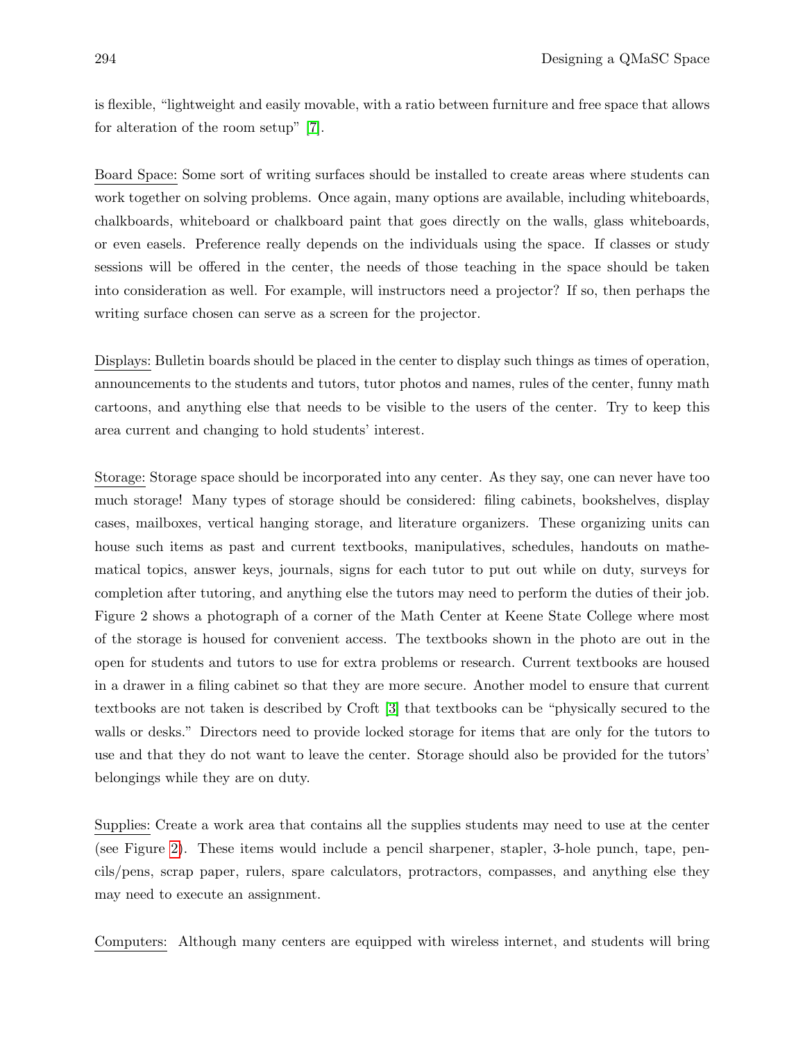is flexible, "lightweight and easily movable, with a ratio between furniture and free space that allows for alteration of the room setup" [7].

Board Space: Some sort of writing surfaces should be installed to create areas where students can work together on solving problems. Once again, many options are available, including whiteboards, chalkboards, whiteboard or chalkboard paint that goes directly on the walls, glass whiteboards, or even easels. Preference really depends on the individuals using the space. If classes or study sessions will be offered in the center, the needs of those teaching in the space should be taken into consideration as well. For example, will instructors need a projector? If so, then perhaps the writing surface chosen can serve as a screen for the projector.

Displays: Bulletin boards should be placed in the center to display such things as times of operation, announcements to the students and tutors, tutor photos and names, rules of the center, funny math cartoons, and anything else that needs to be visible to the users of the center. Try to keep this area current and changing to hold students' interest.

Storage: Storage space should be incorporated into any center. As they say, one can never have too much storage! Many types of storage should be considered: filing cabinets, bookshelves, display cases, mailboxes, vertical hanging storage, and literature organizers. These organizing units can house such items as past and current textbooks, manipulatives, schedules, handouts on mathematical topics, answer keys, journals, signs for each tutor to put out while on duty, surveys for completion after tutoring, and anything else the tutors may need to perform the duties of their job. Figure 2 shows a photograph of a corner of the Math Center at Keene State College where most of the storage is housed for convenient access. The textbooks shown in the photo are out in the open for students and tutors to use for extra problems or research. Current textbooks are housed in a drawer in a filing cabinet so that they are more secure. Another model to ensure that current textbooks are not taken is described by Croft [3] that textbooks can be "physically secured to the walls or desks." Directors need to provide locked storage for items that are only for the tutors to use and that they do not want to leave the center. Storage should also be provided for the tutors' belongings while they are on duty.

Supplies: Create a work area that contains all the supplies students may need to use at the center (see Figure 2). These items would include a pencil sharpener, stapler, 3-hole punch, tape, pencils/pens, scrap paper, rulers, spare calculators, protractors, compasses, and anything else they may need to execute an assignment.

Computers: Although many centers are equipped with wireless internet, and students will bring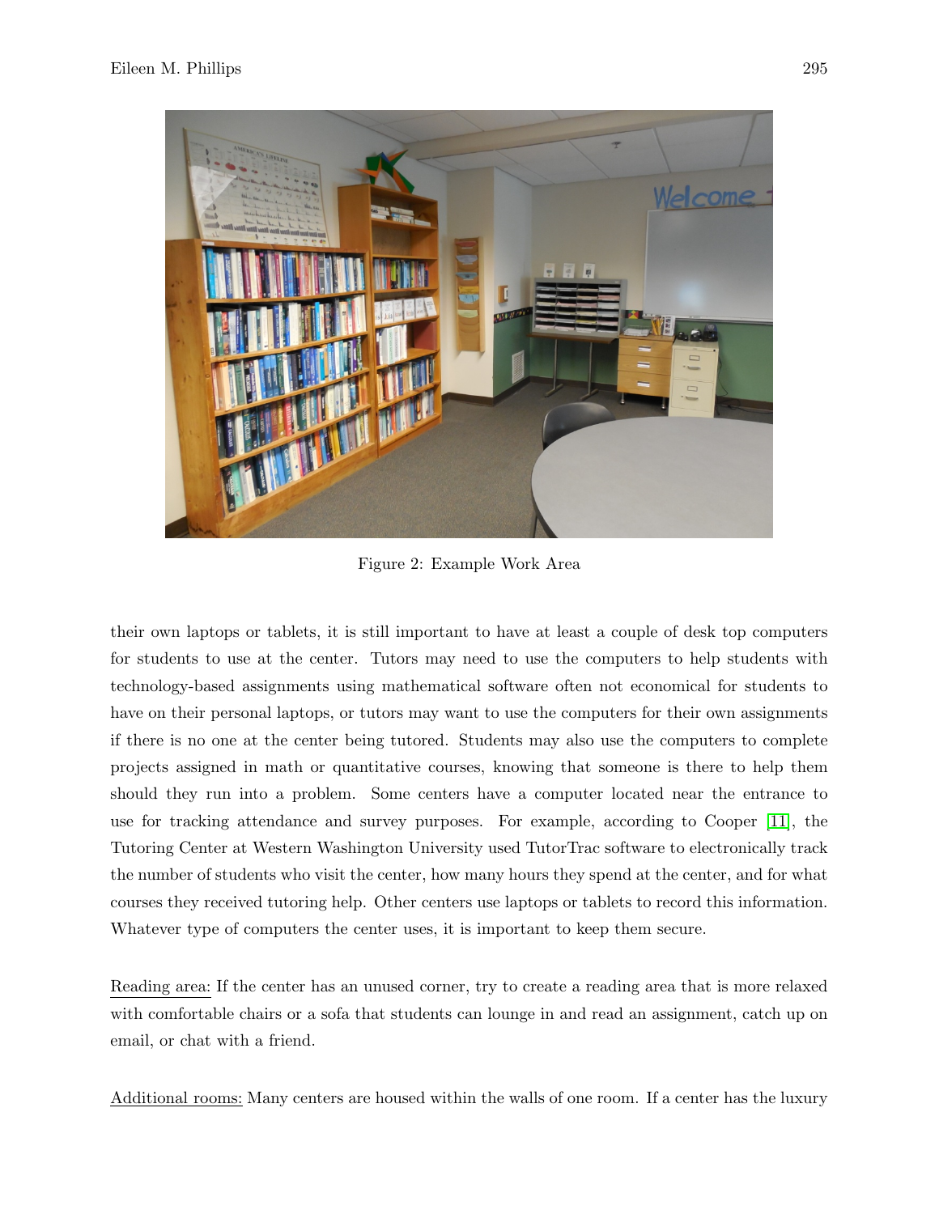Figure 2: Example Work Area

their own laptops or tablets, it is still important to have at least a couple of desk top computers for students to use at the center. Tutors may need to use the computers to help students with technology-based assignments using mathematical software often not economical for students to have on their personal laptops, or tutors may want to use the computers for their own assignments if there is no one at the center being tutored. Students may also use the computers to complete projects assigned in math or quantitative courses, knowing that someone is there to help them should they run into a problem. Some centers have a computer located near the entrance to use for tracking attendance and survey purposes. For example, according to Cooper [11], the Tutoring Center at Western Washington University used TutorTrac software to electronically track the number of students who visit the center, how many hours they spend at the center, and for what courses they received tutoring help. Other centers use laptops or tablets to record this information. Whatever type of computers the center uses, it is important to keep them secure.

<u>Reading area:</u> If the center has an unused corner, try to create a reading area that is more relaxed with comfortable chairs or a sofa that students can lounge in and read an assignment, catch up on email, or chat with a friend.

<u>Additional rooms:</u> Many centers are housed within the walls of one room. If a center has the luxury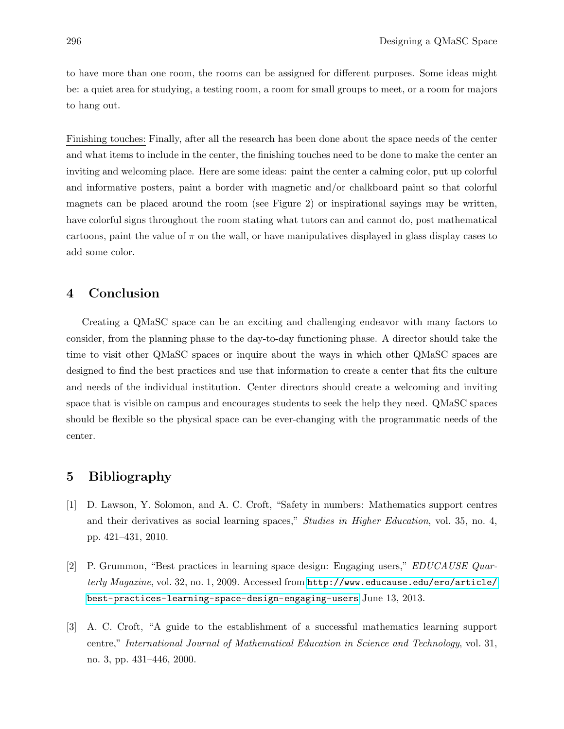to have more than one room, the rooms can be assigned for different purposes. Some ideas might be: a quiet area for studying, a testing room, a room for small groups to meet, or a room for majors to hang out.

Finishing touches: Finally, after all the research has been done about the space needs of the center and what items to include in the center, the finishing touches need to be done to make the center an inviting and welcoming place. Here are some ideas: paint the center a calming color, put up colorful and informative posters, paint a border with magnetic and/or chalkboard paint so that colorful magnets can be placed around the room (see Figure 2) or inspirational sayings may be written, have colorful signs throughout the room stating what tutors can and cannot do, post mathematical cartoons, paint the value of $\pi$ on the wall, or have manipulatives displayed in glass display cases to add some color.

## 4 Conclusion

Creating a QMaSC space can be an exciting and challenging endeavor with many factors to consider, from the planning phase to the day-to-day functioning phase. A director should take the time to visit other QMaSC spaces or inquire about the ways in which other QMaSC spaces are designed to find the best practices and use that information to create a center that fits the culture and needs of the individual institution. Center directors should create a welcoming and inviting space that is visible on campus and encourages students to seek the help they need. QMaSC spaces should be flexible so the physical space can be ever-changing with the programmatic needs of the center.

## 5 Bibliography

[1] D. Lawson, Y. Solomon, and A. C. Croft, "Safety in numbers: Mathematics support centres and their derivatives as social learning spaces," *Studies in Higher Education*, vol. 35, no. 4, pp. 421–431, 2010.

[2] P. Grummon, "Best practices in learning space design: Engaging users," *EDUCAUSE Quarterly Magazine*, vol. 32, no. 1, 2009. Accessed from `http://www.educause.edu/ero/article/best-practices-learning-space-design-engaging-users` June 13, 2013.

[3] A. C. Croft, "A guide to the establishment of a successful mathematics learning support centre," *International Journal of Mathematical Education in Science and Technology*, vol. 31, no. 3, pp. 431–446, 2000.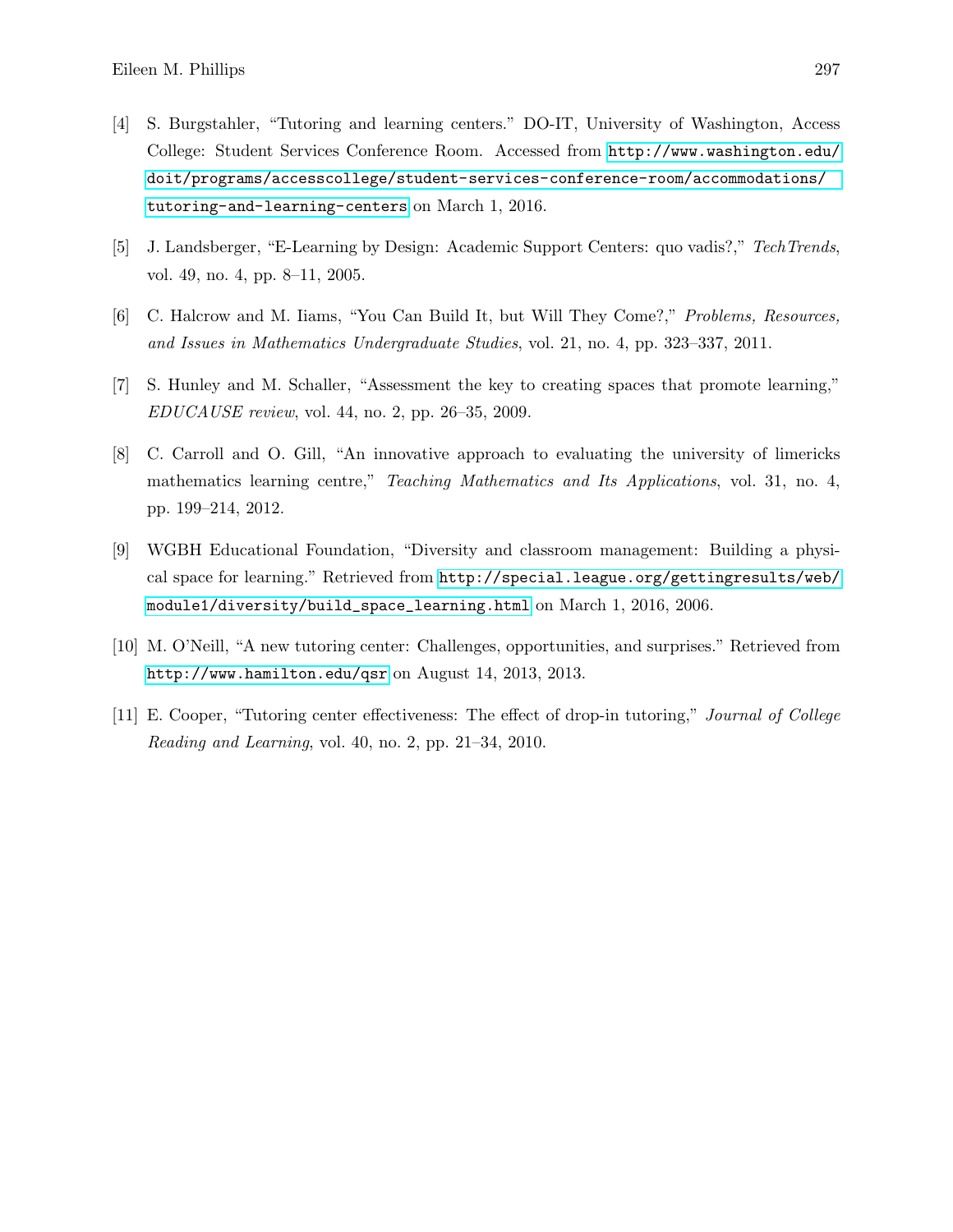[4] S. Burgstahler, "Tutoring and learning centers." DO-IT, University of Washington, Access College: Student Services Conference Room. Accessed from http://www.washington.edu/doit/programs/accesscollege/student-services-conference-room/accommodations/tutoring-and-learning-centers on March 1, 2016.

[5] J. Landsberger, "E-Learning by Design: Academic Support Centers: quo vadis?," *TechTrends*, vol. 49, no. 4, pp. 8–11, 2005.

[6] C. Halcrow and M. Iiams, "You Can Build It, but Will They Come?," *Problems, Resources, and Issues in Mathematics Undergraduate Studies*, vol. 21, no. 4, pp. 323–337, 2011.

[7] S. Hunley and M. Schaller, "Assessment the key to creating spaces that promote learning," *EDUCAUSE review*, vol. 44, no. 2, pp. 26–35, 2009.

[8] C. Carroll and O. Gill, "An innovative approach to evaluating the university of limericks mathematics learning centre," *Teaching Mathematics and Its Applications*, vol. 31, no. 4, pp. 199–214, 2012.

[9] WGBH Educational Foundation, "Diversity and classroom management: Building a physical space for learning." Retrieved from http://special.league.org/gettingresults/web/module1/diversity/build_space_learning.html on March 1, 2016, 2006.

[10] M. O'Neill, "A new tutoring center: Challenges, opportunities, and surprises." Retrieved from http://www.hamilton.edu/qsr on August 14, 2013, 2013.

[11] E. Cooper, "Tutoring center effectiveness: The effect of drop-in tutoring," *Journal of College Reading and Learning*, vol. 40, no. 2, pp. 21–34, 2010.